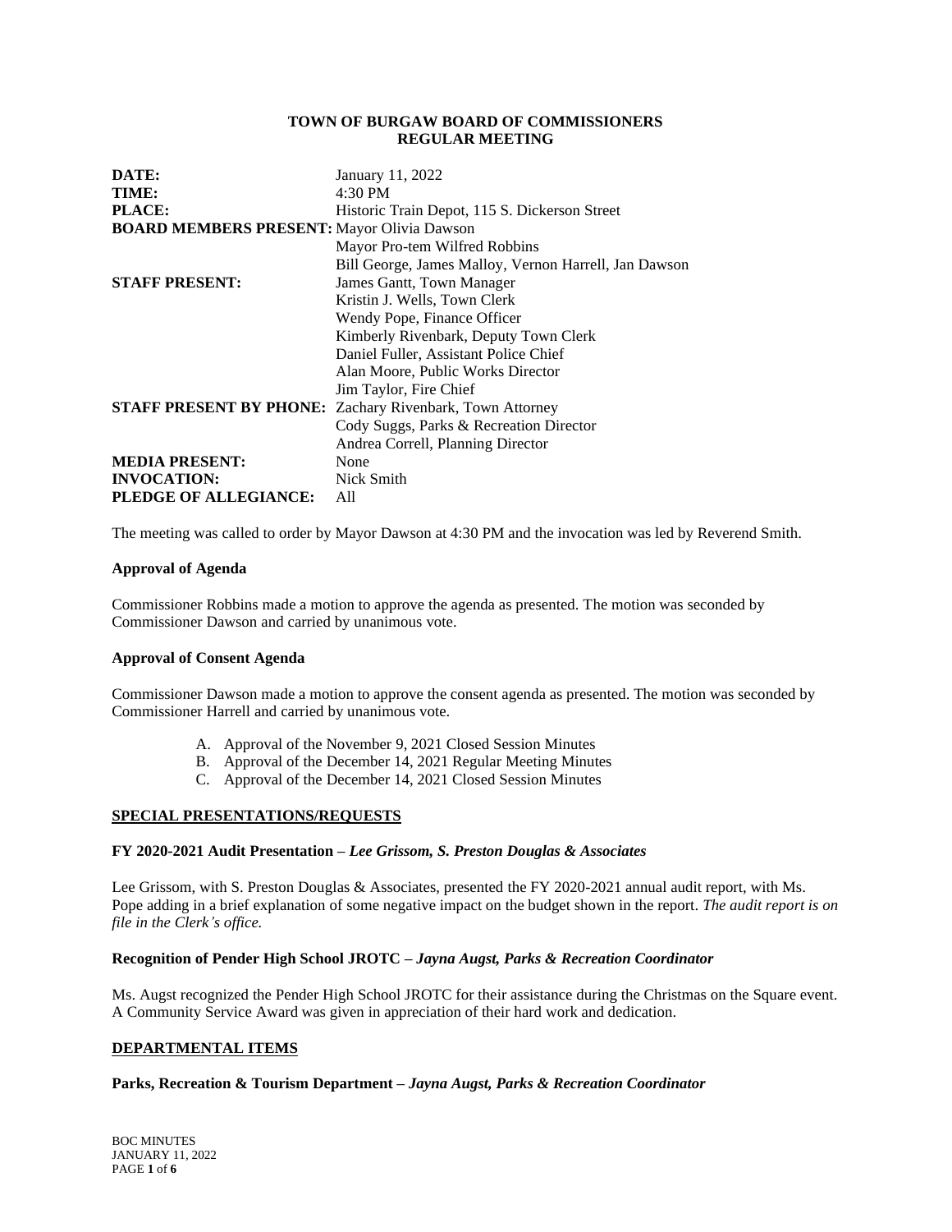**TOWN OF BURGAW BOARD OF COMMISSIONERS**
**REGULAR MEETING**

| | |
|---|---|
| **DATE:** | January 11, 2022 |
| **TIME:** | 4:30 PM |
| **PLACE:** | Historic Train Depot, 115 S. Dickerson Street |
| **BOARD MEMBERS PRESENT:** | Mayor Olivia Dawson |
| | Mayor Pro-tem Wilfred Robbins |
| | Bill George, James Malloy, Vernon Harrell, Jan Dawson |
| **STAFF PRESENT:** | James Gantt, Town Manager |
| | Kristin J. Wells, Town Clerk |
| | Wendy Pope, Finance Officer |
| | Kimberly Rivenbark, Deputy Town Clerk |
| | Daniel Fuller, Assistant Police Chief |
| | Alan Moore, Public Works Director |
| | Jim Taylor, Fire Chief |
| **STAFF PRESENT BY PHONE:** | Zachary Rivenbark, Town Attorney |
| | Cody Suggs, Parks & Recreation Director |
| | Andrea Correll, Planning Director |
| **MEDIA PRESENT:** | None |
| **INVOCATION:** | Nick Smith |
| **PLEDGE OF ALLEGIANCE:** | All |

The meeting was called to order by Mayor Dawson at 4:30 PM and the invocation was led by Reverend Smith.

**Approval of Agenda**

Commissioner Robbins made a motion to approve the agenda as presented. The motion was seconded by Commissioner Dawson and carried by unanimous vote.

**Approval of Consent Agenda**

Commissioner Dawson made a motion to approve the consent agenda as presented. The motion was seconded by Commissioner Harrell and carried by unanimous vote.

A. Approval of the November 9, 2021 Closed Session Minutes
B. Approval of the December 14, 2021 Regular Meeting Minutes
C. Approval of the December 14, 2021 Closed Session Minutes

**SPECIAL PRESENTATIONS/REQUESTS**

**FY 2020-2021 Audit Presentation –** ***Lee Grissom, S. Preston Douglas & Associates***

Lee Grissom, with S. Preston Douglas & Associates, presented the FY 2020-2021 annual audit report, with Ms. Pope adding in a brief explanation of some negative impact on the budget shown in the report. *The audit report is on file in the Clerk's office.*

**Recognition of Pender High School JROTC –** ***Jayna Augst, Parks & Recreation Coordinator***

Ms. Augst recognized the Pender High School JROTC for their assistance during the Christmas on the Square event. A Community Service Award was given in appreciation of their hard work and dedication.

**DEPARTMENTAL ITEMS**

**Parks, Recreation & Tourism Department –** ***Jayna Augst, Parks & Recreation Coordinator***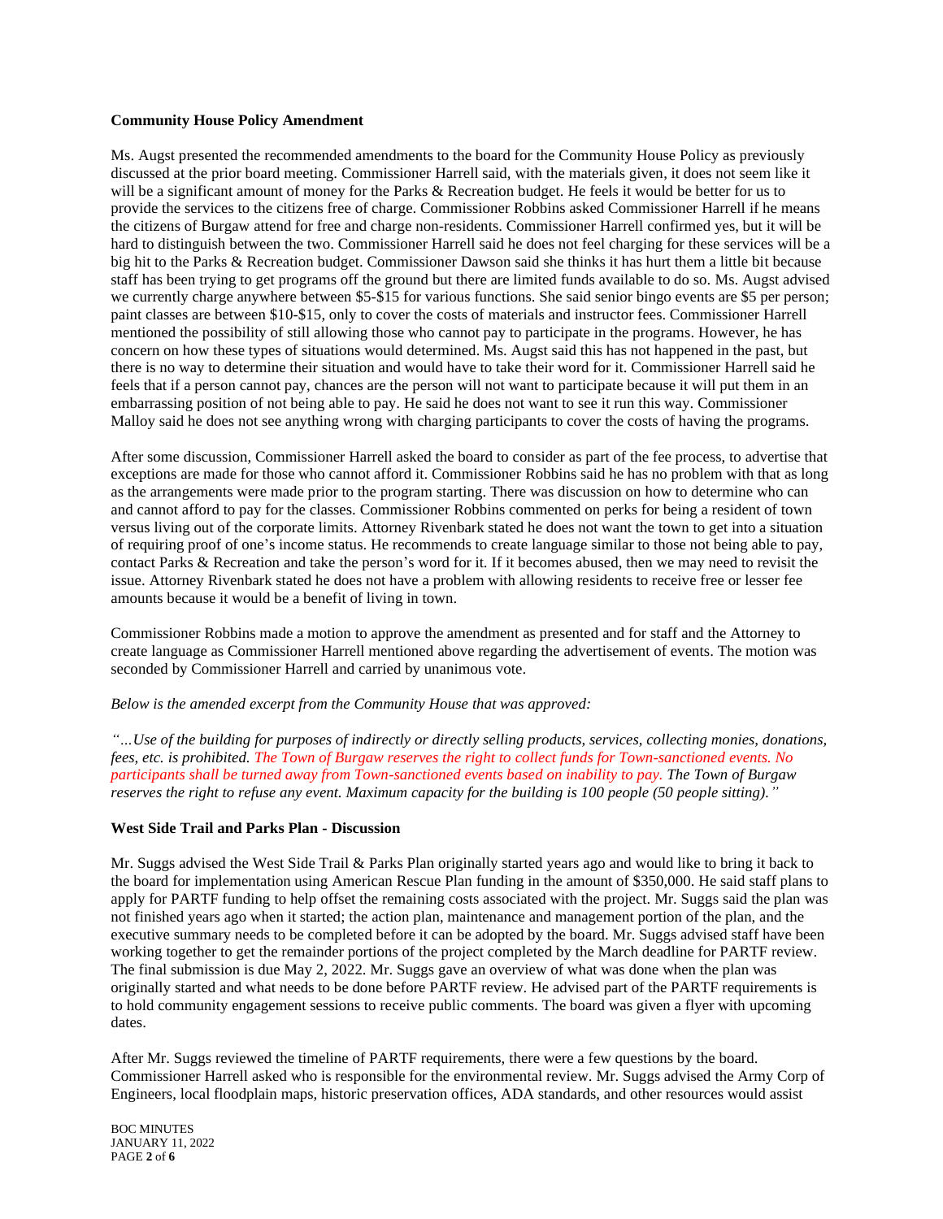**Community House Policy Amendment**

Ms. Augst presented the recommended amendments to the board for the Community House Policy as previously discussed at the prior board meeting. Commissioner Harrell said, with the materials given, it does not seem like it will be a significant amount of money for the Parks & Recreation budget. He feels it would be better for us to provide the services to the citizens free of charge. Commissioner Robbins asked Commissioner Harrell if he means the citizens of Burgaw attend for free and charge non-residents. Commissioner Harrell confirmed yes, but it will be hard to distinguish between the two. Commissioner Harrell said he does not feel charging for these services will be a big hit to the Parks & Recreation budget. Commissioner Dawson said she thinks it has hurt them a little bit because staff has been trying to get programs off the ground but there are limited funds available to do so. Ms. Augst advised we currently charge anywhere between $5-$15 for various functions. She said senior bingo events are $5 per person; paint classes are between $10-$15, only to cover the costs of materials and instructor fees. Commissioner Harrell mentioned the possibility of still allowing those who cannot pay to participate in the programs. However, he has concern on how these types of situations would determined. Ms. Augst said this has not happened in the past, but there is no way to determine their situation and would have to take their word for it. Commissioner Harrell said he feels that if a person cannot pay, chances are the person will not want to participate because it will put them in an embarrassing position of not being able to pay. He said he does not want to see it run this way. Commissioner Malloy said he does not see anything wrong with charging participants to cover the costs of having the programs.

After some discussion, Commissioner Harrell asked the board to consider as part of the fee process, to advertise that exceptions are made for those who cannot afford it. Commissioner Robbins said he has no problem with that as long as the arrangements were made prior to the program starting. There was discussion on how to determine who can and cannot afford to pay for the classes. Commissioner Robbins commented on perks for being a resident of town versus living out of the corporate limits. Attorney Rivenbark stated he does not want the town to get into a situation of requiring proof of one's income status. He recommends to create language similar to those not being able to pay, contact Parks & Recreation and take the person's word for it. If it becomes abused, then we may need to revisit the issue. Attorney Rivenbark stated he does not have a problem with allowing residents to receive free or lesser fee amounts because it would be a benefit of living in town.

Commissioner Robbins made a motion to approve the amendment as presented and for staff and the Attorney to create language as Commissioner Harrell mentioned above regarding the advertisement of events. The motion was seconded by Commissioner Harrell and carried by unanimous vote.

*Below is the amended excerpt from the Community House that was approved:*

*"…Use of the building for purposes of indirectly or directly selling products, services, collecting monies, donations, fees, etc. is prohibited. The Town of Burgaw reserves the right to collect funds for Town-sanctioned events. No participants shall be turned away from Town-sanctioned events based on inability to pay. The Town of Burgaw reserves the right to refuse any event. Maximum capacity for the building is 100 people (50 people sitting)."*

**West Side Trail and Parks Plan - Discussion**

Mr. Suggs advised the West Side Trail & Parks Plan originally started years ago and would like to bring it back to the board for implementation using American Rescue Plan funding in the amount of $350,000. He said staff plans to apply for PARTF funding to help offset the remaining costs associated with the project. Mr. Suggs said the plan was not finished years ago when it started; the action plan, maintenance and management portion of the plan, and the executive summary needs to be completed before it can be adopted by the board. Mr. Suggs advised staff have been working together to get the remainder portions of the project completed by the March deadline for PARTF review. The final submission is due May 2, 2022. Mr. Suggs gave an overview of what was done when the plan was originally started and what needs to be done before PARTF review. He advised part of the PARTF requirements is to hold community engagement sessions to receive public comments. The board was given a flyer with upcoming dates.

After Mr. Suggs reviewed the timeline of PARTF requirements, there were a few questions by the board. Commissioner Harrell asked who is responsible for the environmental review. Mr. Suggs advised the Army Corp of Engineers, local floodplain maps, historic preservation offices, ADA standards, and other resources would assist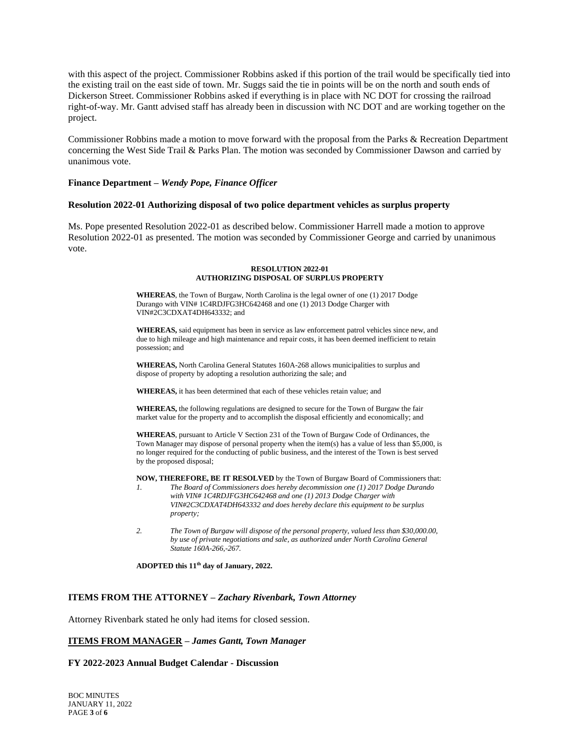with this aspect of the project. Commissioner Robbins asked if this portion of the trail would be specifically tied into the existing trail on the east side of town. Mr. Suggs said the tie in points will be on the north and south ends of Dickerson Street. Commissioner Robbins asked if everything is in place with NC DOT for crossing the railroad right-of-way. Mr. Gantt advised staff has already been in discussion with NC DOT and are working together on the project.

Commissioner Robbins made a motion to move forward with the proposal from the Parks & Recreation Department concerning the West Side Trail & Parks Plan. The motion was seconded by Commissioner Dawson and carried by unanimous vote.

**Finance Department –** ***Wendy Pope, Finance Officer***

**Resolution 2022-01 Authorizing disposal of two police department vehicles as surplus property**

Ms. Pope presented Resolution 2022-01 as described below. Commissioner Harrell made a motion to approve Resolution 2022-01 as presented. The motion was seconded by Commissioner George and carried by unanimous vote.

**RESOLUTION 2022-01**
**AUTHORIZING DISPOSAL OF SURPLUS PROPERTY**

**WHEREAS**, the Town of Burgaw, North Carolina is the legal owner of one (1) 2017 Dodge Durango with VIN# 1C4RDJFG3HC642468 and one (1) 2013 Dodge Charger with VIN#2C3CDXAT4DH643332; and

**WHEREAS,** said equipment has been in service as law enforcement patrol vehicles since new, and due to high mileage and high maintenance and repair costs, it has been deemed inefficient to retain possession; and

**WHEREAS,** North Carolina General Statutes 160A-268 allows municipalities to surplus and dispose of property by adopting a resolution authorizing the sale; and

**WHEREAS,** it has been determined that each of these vehicles retain value; and

**WHEREAS,** the following regulations are designed to secure for the Town of Burgaw the fair market value for the property and to accomplish the disposal efficiently and economically; and

**WHEREAS**, pursuant to Article V Section 231 of the Town of Burgaw Code of Ordinances, the Town Manager may dispose of personal property when the item(s) has a value of less than $5,000, is no longer required for the conducting of public business, and the interest of the Town is best served by the proposed disposal;

**NOW, THEREFORE, BE IT RESOLVED** by the Town of Burgaw Board of Commissioners that:

1. *The Board of Commissioners does hereby decommission one (1) 2017 Dodge Durando with VIN# 1C4RDJFG3HC642468 and one (1) 2013 Dodge Charger with VIN#2C3CDXAT4DH643332 and does hereby declare this equipment to be surplus property;*

2. *The Town of Burgaw will dispose of the personal property, valued less than $30,000.00, by use of private negotiations and sale, as authorized under North Carolina General Statute 160A-266,-267.*

**ADOPTED this 11th day of January, 2022.**

## ITEMS FROM THE ATTORNEY – *Zachary Rivenbark, Town Attorney*

Attorney Rivenbark stated he only had items for closed session.

## <u>ITEMS FROM MANAGER</u> – *James Gantt, Town Manager*

**FY 2022-2023 Annual Budget Calendar - Discussion**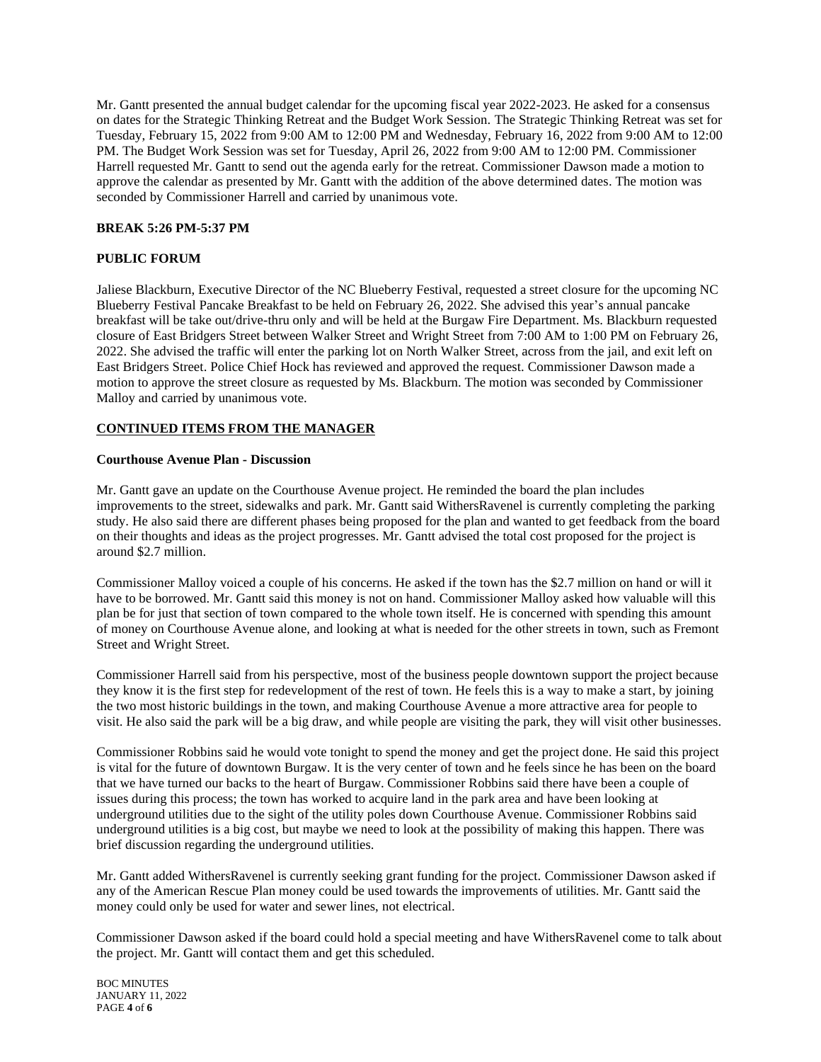Mr. Gantt presented the annual budget calendar for the upcoming fiscal year 2022-2023. He asked for a consensus on dates for the Strategic Thinking Retreat and the Budget Work Session. The Strategic Thinking Retreat was set for Tuesday, February 15, 2022 from 9:00 AM to 12:00 PM and Wednesday, February 16, 2022 from 9:00 AM to 12:00 PM. The Budget Work Session was set for Tuesday, April 26, 2022 from 9:00 AM to 12:00 PM. Commissioner Harrell requested Mr. Gantt to send out the agenda early for the retreat. Commissioner Dawson made a motion to approve the calendar as presented by Mr. Gantt with the addition of the above determined dates. The motion was seconded by Commissioner Harrell and carried by unanimous vote.

**BREAK 5:26 PM-5:37 PM**

**PUBLIC FORUM**

Jaliese Blackburn, Executive Director of the NC Blueberry Festival, requested a street closure for the upcoming NC Blueberry Festival Pancake Breakfast to be held on February 26, 2022. She advised this year's annual pancake breakfast will be take out/drive-thru only and will be held at the Burgaw Fire Department. Ms. Blackburn requested closure of East Bridgers Street between Walker Street and Wright Street from 7:00 AM to 1:00 PM on February 26, 2022. She advised the traffic will enter the parking lot on North Walker Street, across from the jail, and exit left on East Bridgers Street. Police Chief Hock has reviewed and approved the request. Commissioner Dawson made a motion to approve the street closure as requested by Ms. Blackburn. The motion was seconded by Commissioner Malloy and carried by unanimous vote.

**CONTINUED ITEMS FROM THE MANAGER**

**Courthouse Avenue Plan - Discussion**

Mr. Gantt gave an update on the Courthouse Avenue project. He reminded the board the plan includes improvements to the street, sidewalks and park. Mr. Gantt said WithersRavenel is currently completing the parking study. He also said there are different phases being proposed for the plan and wanted to get feedback from the board on their thoughts and ideas as the project progresses. Mr. Gantt advised the total cost proposed for the project is around $2.7 million.

Commissioner Malloy voiced a couple of his concerns. He asked if the town has the $2.7 million on hand or will it have to be borrowed. Mr. Gantt said this money is not on hand. Commissioner Malloy asked how valuable will this plan be for just that section of town compared to the whole town itself. He is concerned with spending this amount of money on Courthouse Avenue alone, and looking at what is needed for the other streets in town, such as Fremont Street and Wright Street.

Commissioner Harrell said from his perspective, most of the business people downtown support the project because they know it is the first step for redevelopment of the rest of town. He feels this is a way to make a start, by joining the two most historic buildings in the town, and making Courthouse Avenue a more attractive area for people to visit. He also said the park will be a big draw, and while people are visiting the park, they will visit other businesses.

Commissioner Robbins said he would vote tonight to spend the money and get the project done. He said this project is vital for the future of downtown Burgaw. It is the very center of town and he feels since he has been on the board that we have turned our backs to the heart of Burgaw. Commissioner Robbins said there have been a couple of issues during this process; the town has worked to acquire land in the park area and have been looking at underground utilities due to the sight of the utility poles down Courthouse Avenue. Commissioner Robbins said underground utilities is a big cost, but maybe we need to look at the possibility of making this happen. There was brief discussion regarding the underground utilities.

Mr. Gantt added WithersRavenel is currently seeking grant funding for the project. Commissioner Dawson asked if any of the American Rescue Plan money could be used towards the improvements of utilities. Mr. Gantt said the money could only be used for water and sewer lines, not electrical.

Commissioner Dawson asked if the board could hold a special meeting and have WithersRavenel come to talk about the project. Mr. Gantt will contact them and get this scheduled.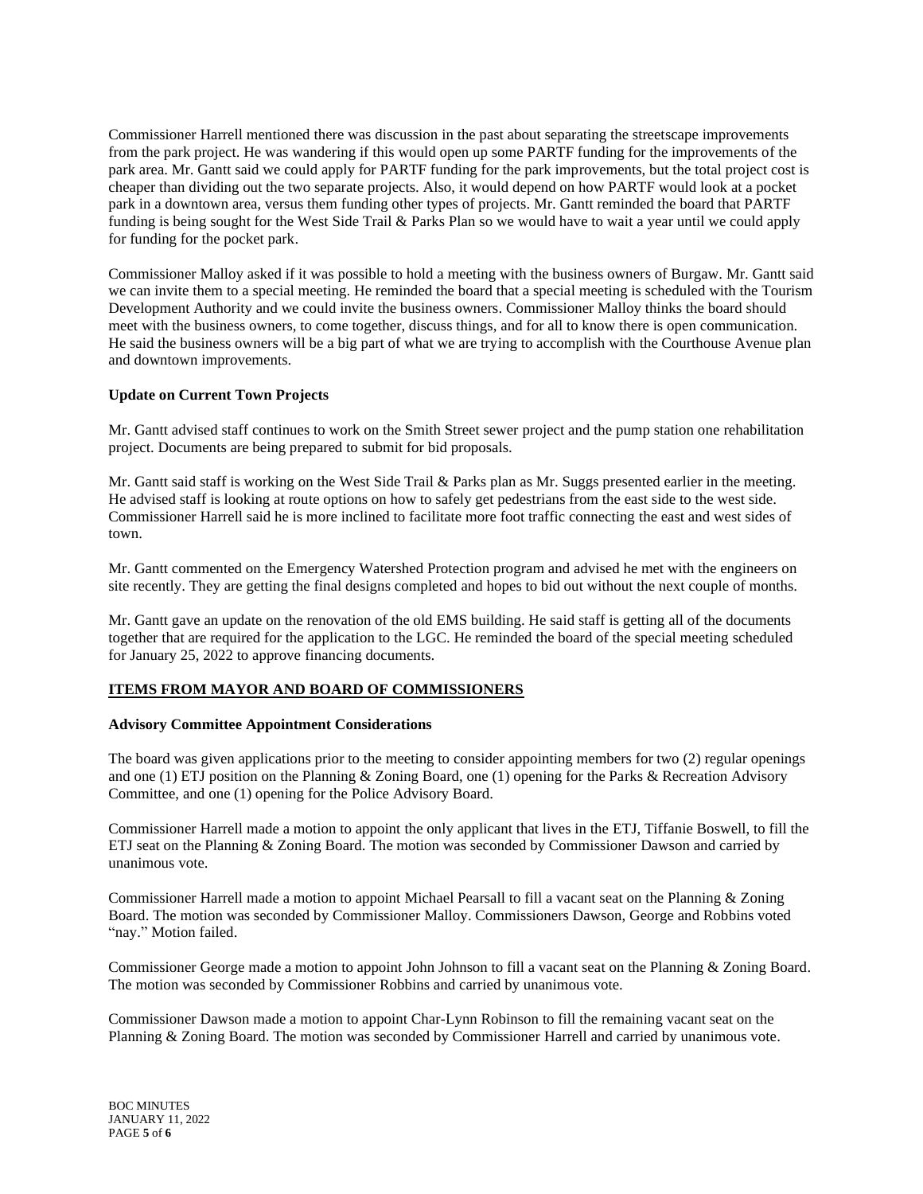Commissioner Harrell mentioned there was discussion in the past about separating the streetscape improvements from the park project. He was wandering if this would open up some PARTF funding for the improvements of the park area. Mr. Gantt said we could apply for PARTF funding for the park improvements, but the total project cost is cheaper than dividing out the two separate projects. Also, it would depend on how PARTF would look at a pocket park in a downtown area, versus them funding other types of projects. Mr. Gantt reminded the board that PARTF funding is being sought for the West Side Trail & Parks Plan so we would have to wait a year until we could apply for funding for the pocket park.

Commissioner Malloy asked if it was possible to hold a meeting with the business owners of Burgaw. Mr. Gantt said we can invite them to a special meeting. He reminded the board that a special meeting is scheduled with the Tourism Development Authority and we could invite the business owners. Commissioner Malloy thinks the board should meet with the business owners, to come together, discuss things, and for all to know there is open communication. He said the business owners will be a big part of what we are trying to accomplish with the Courthouse Avenue plan and downtown improvements.

**Update on Current Town Projects**

Mr. Gantt advised staff continues to work on the Smith Street sewer project and the pump station one rehabilitation project. Documents are being prepared to submit for bid proposals.

Mr. Gantt said staff is working on the West Side Trail & Parks plan as Mr. Suggs presented earlier in the meeting. He advised staff is looking at route options on how to safely get pedestrians from the east side to the west side. Commissioner Harrell said he is more inclined to facilitate more foot traffic connecting the east and west sides of town.

Mr. Gantt commented on the Emergency Watershed Protection program and advised he met with the engineers on site recently. They are getting the final designs completed and hopes to bid out without the next couple of months.

Mr. Gantt gave an update on the renovation of the old EMS building. He said staff is getting all of the documents together that are required for the application to the LGC. He reminded the board of the special meeting scheduled for January 25, 2022 to approve financing documents.

## ITEMS FROM MAYOR AND BOARD OF COMMISSIONERS

**Advisory Committee Appointment Considerations**

The board was given applications prior to the meeting to consider appointing members for two (2) regular openings and one (1) ETJ position on the Planning & Zoning Board, one (1) opening for the Parks & Recreation Advisory Committee, and one (1) opening for the Police Advisory Board.

Commissioner Harrell made a motion to appoint the only applicant that lives in the ETJ, Tiffanie Boswell, to fill the ETJ seat on the Planning & Zoning Board. The motion was seconded by Commissioner Dawson and carried by unanimous vote.

Commissioner Harrell made a motion to appoint Michael Pearsall to fill a vacant seat on the Planning & Zoning Board. The motion was seconded by Commissioner Malloy. Commissioners Dawson, George and Robbins voted "nay." Motion failed.

Commissioner George made a motion to appoint John Johnson to fill a vacant seat on the Planning & Zoning Board. The motion was seconded by Commissioner Robbins and carried by unanimous vote.

Commissioner Dawson made a motion to appoint Char-Lynn Robinson to fill the remaining vacant seat on the Planning & Zoning Board. The motion was seconded by Commissioner Harrell and carried by unanimous vote.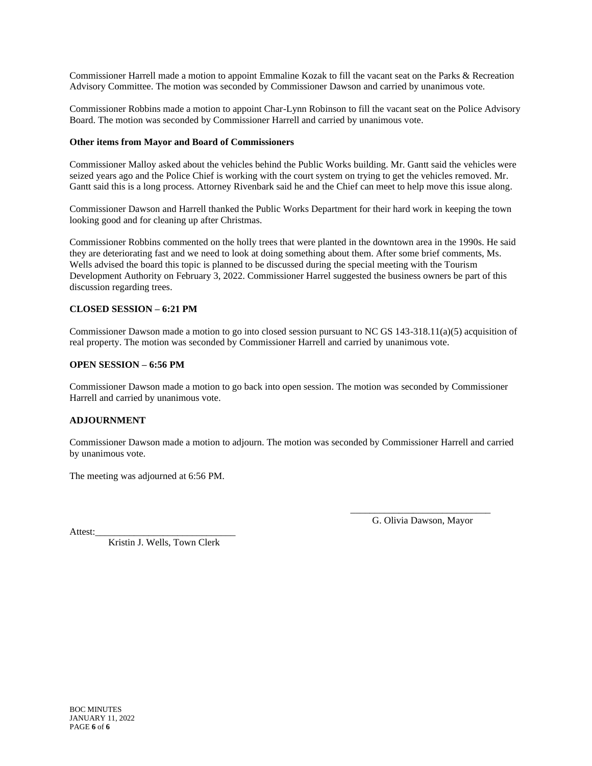Commissioner Harrell made a motion to appoint Emmaline Kozak to fill the vacant seat on the Parks & Recreation Advisory Committee. The motion was seconded by Commissioner Dawson and carried by unanimous vote.

Commissioner Robbins made a motion to appoint Char-Lynn Robinson to fill the vacant seat on the Police Advisory Board. The motion was seconded by Commissioner Harrell and carried by unanimous vote.

**Other items from Mayor and Board of Commissioners**

Commissioner Malloy asked about the vehicles behind the Public Works building. Mr. Gantt said the vehicles were seized years ago and the Police Chief is working with the court system on trying to get the vehicles removed. Mr. Gantt said this is a long process. Attorney Rivenbark said he and the Chief can meet to help move this issue along.

Commissioner Dawson and Harrell thanked the Public Works Department for their hard work in keeping the town looking good and for cleaning up after Christmas.

Commissioner Robbins commented on the holly trees that were planted in the downtown area in the 1990s. He said they are deteriorating fast and we need to look at doing something about them. After some brief comments, Ms. Wells advised the board this topic is planned to be discussed during the special meeting with the Tourism Development Authority on February 3, 2022. Commissioner Harrel suggested the business owners be part of this discussion regarding trees.

**CLOSED SESSION – 6:21 PM**

Commissioner Dawson made a motion to go into closed session pursuant to NC GS 143-318.11(a)(5) acquisition of real property. The motion was seconded by Commissioner Harrell and carried by unanimous vote.

**OPEN SESSION – 6:56 PM**

Commissioner Dawson made a motion to go back into open session. The motion was seconded by Commissioner Harrell and carried by unanimous vote.

**ADJOURNMENT**

Commissioner Dawson made a motion to adjourn. The motion was seconded by Commissioner Harrell and carried by unanimous vote.

The meeting was adjourned at 6:56 PM.

_____________________________
G. Olivia Dawson, Mayor

Attest:_____________________________
Kristin J. Wells, Town Clerk